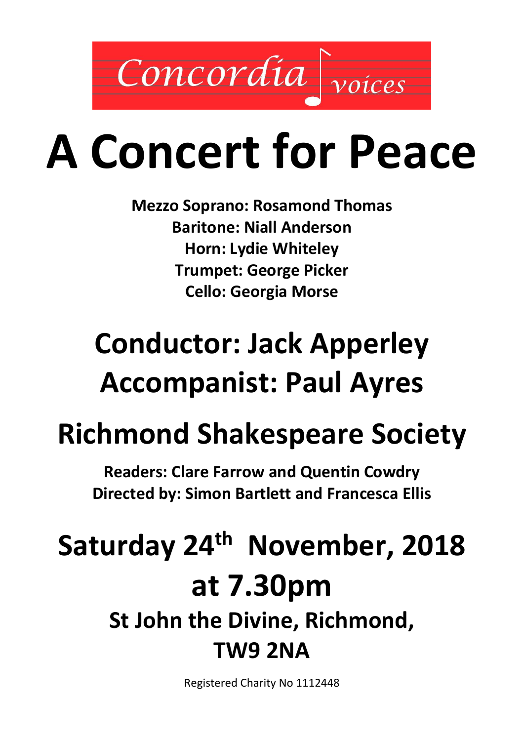Concordia voices

# A Concert for Peace

**Mezzo Soprano: Rosamond Thomas**
**Baritone: Niall Anderson**
**Horn: Lydie Whiteley**
**Trumpet: George Picker**
**Cello: Georgia Morse**

## Conductor: Jack Apperley
## Accompanist: Paul Ayres

## Richmond Shakespeare Society

**Readers: Clare Farrow and Quentin Cowdry**
**Directed by: Simon Bartlett and Francesca Ellis**

## Saturday 24th November, 2018 at 7.30pm

### St John the Divine, Richmond, TW9 2NA

Registered Charity No 1112448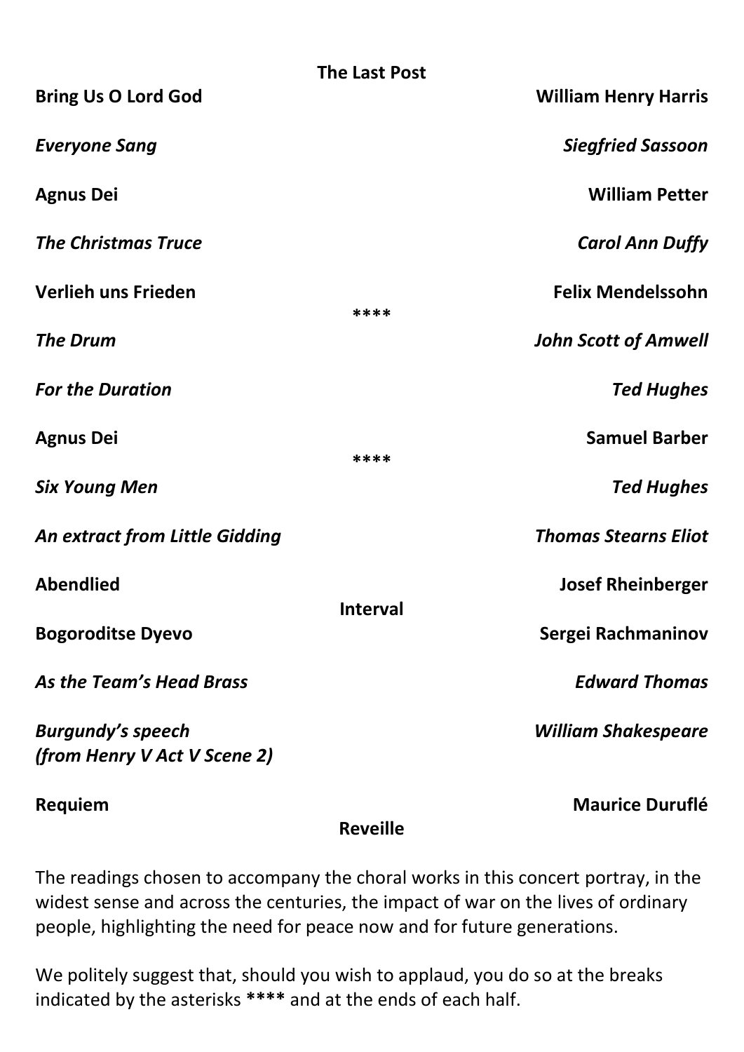**The Last Post**

**Bring Us O Lord God** — **William Henry Harris**

***Everyone Sang*** — ***Siegfried Sassoon***

**Agnus Dei** — **William Petter**

***The Christmas Truce*** — ***Carol Ann Duffy***

**Verlieh uns Frieden** — **Felix Mendelssohn**

**\*\*\*\***

***The Drum*** — ***John Scott of Amwell***

***For the Duration*** — ***Ted Hughes***

**Agnus Dei** — **Samuel Barber**

**\*\*\*\***

***Six Young Men*** — ***Ted Hughes***

***An extract from Little Gidding*** — ***Thomas Stearns Eliot***

**Abendlied** — **Josef Rheinberger**

**Interval**

**Bogoroditse Dyevo** — **Sergei Rachmaninov**

***As the Team's Head Brass*** — ***Edward Thomas***

***Burgundy's speech (from Henry V Act V Scene 2)*** — ***William Shakespeare***

**Requiem** — **Maurice Duruflé**

**Reveille**

The readings chosen to accompany the choral works in this concert portray, in the widest sense and across the centuries, the impact of war on the lives of ordinary people, highlighting the need for peace now and for future generations.

We politely suggest that, should you wish to applaud, you do so at the breaks indicated by the asterisks **\*\*\*\*** and at the ends of each half.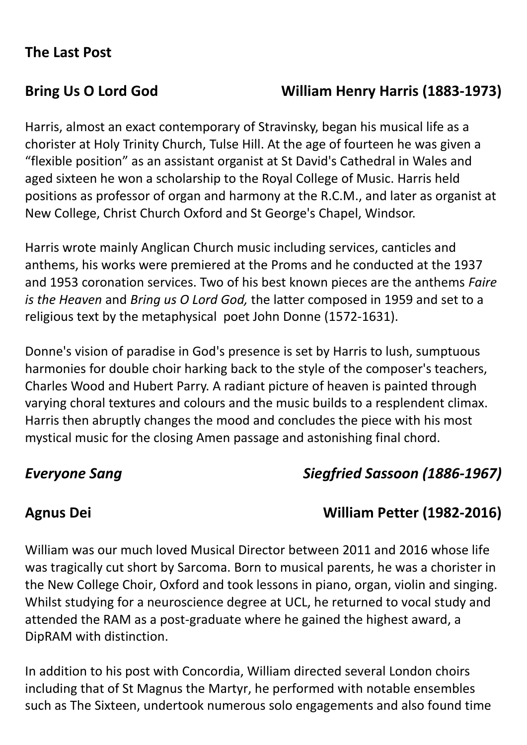**The Last Post**

**Bring Us O Lord God** **William Henry Harris (1883-1973)**

Harris, almost an exact contemporary of Stravinsky, began his musical life as a chorister at Holy Trinity Church, Tulse Hill. At the age of fourteen he was given a "flexible position" as an assistant organist at St David's Cathedral in Wales and aged sixteen he won a scholarship to the Royal College of Music. Harris held positions as professor of organ and harmony at the R.C.M., and later as organist at New College, Christ Church Oxford and St George's Chapel, Windsor.

Harris wrote mainly Anglican Church music including services, canticles and anthems, his works were premiered at the Proms and he conducted at the 1937 and 1953 coronation services. Two of his best known pieces are the anthems *Faire is the Heaven* and *Bring us O Lord God,* the latter composed in 1959 and set to a religious text by the metaphysical poet John Donne (1572-1631).

Donne's vision of paradise in God's presence is set by Harris to lush, sumptuous harmonies for double choir harking back to the style of the composer's teachers, Charles Wood and Hubert Parry. A radiant picture of heaven is painted through varying choral textures and colours and the music builds to a resplendent climax. Harris then abruptly changes the mood and concludes the piece with his most mystical music for the closing Amen passage and astonishing final chord.

***Everyone Sang*** ***Siegfried Sassoon (1886-1967)***

**Agnus Dei** **William Petter (1982-2016)**

William was our much loved Musical Director between 2011 and 2016 whose life was tragically cut short by Sarcoma. Born to musical parents, he was a chorister in the New College Choir, Oxford and took lessons in piano, organ, violin and singing. Whilst studying for a neuroscience degree at UCL, he returned to vocal study and attended the RAM as a post-graduate where he gained the highest award, a DipRAM with distinction.

In addition to his post with Concordia, William directed several London choirs including that of St Magnus the Martyr, he performed with notable ensembles such as The Sixteen, undertook numerous solo engagements and also found time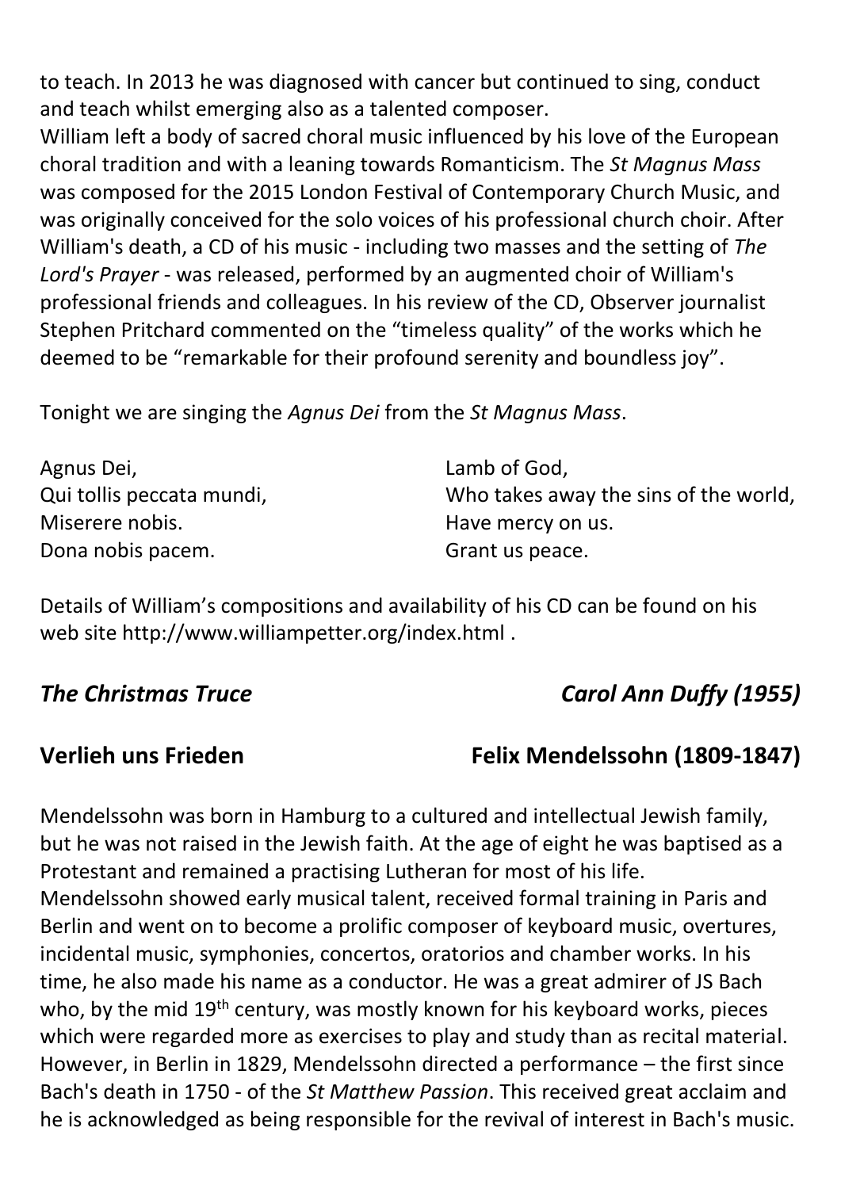to teach. In 2013 he was diagnosed with cancer but continued to sing, conduct and teach whilst emerging also as a talented composer.
William left a body of sacred choral music influenced by his love of the European choral tradition and with a leaning towards Romanticism. The *St Magnus Mass* was composed for the 2015 London Festival of Contemporary Church Music, and was originally conceived for the solo voices of his professional church choir. After William's death, a CD of his music - including two masses and the setting of *The Lord's Prayer* - was released, performed by an augmented choir of William's professional friends and colleagues. In his review of the CD, Observer journalist Stephen Pritchard commented on the "timeless quality" of the works which he deemed to be "remarkable for their profound serenity and boundless joy".

Tonight we are singing the *Agnus Dei* from the *St Magnus Mass*.

| | |
|---|---|
| Agnus Dei, | Lamb of God, |
| Qui tollis peccata mundi, | Who takes away the sins of the world, |
| Miserere nobis. | Have mercy on us. |
| Dona nobis pacem. | Grant us peace. |

Details of William's compositions and availability of his CD can be found on his web site http://www.williampetter.org/index.html .

***The Christmas Truce*** ***Carol Ann Duffy (1955)***

**Verlieh uns Frieden** **Felix Mendelssohn (1809-1847)**

Mendelssohn was born in Hamburg to a cultured and intellectual Jewish family, but he was not raised in the Jewish faith. At the age of eight he was baptised as a Protestant and remained a practising Lutheran for most of his life.
Mendelssohn showed early musical talent, received formal training in Paris and Berlin and went on to become a prolific composer of keyboard music, overtures, incidental music, symphonies, concertos, oratorios and chamber works. In his time, he also made his name as a conductor. He was a great admirer of JS Bach who, by the mid 19th century, was mostly known for his keyboard works, pieces which were regarded more as exercises to play and study than as recital material. However, in Berlin in 1829, Mendelssohn directed a performance – the first since Bach's death in 1750 - of the *St Matthew Passion*. This received great acclaim and he is acknowledged as being responsible for the revival of interest in Bach's music.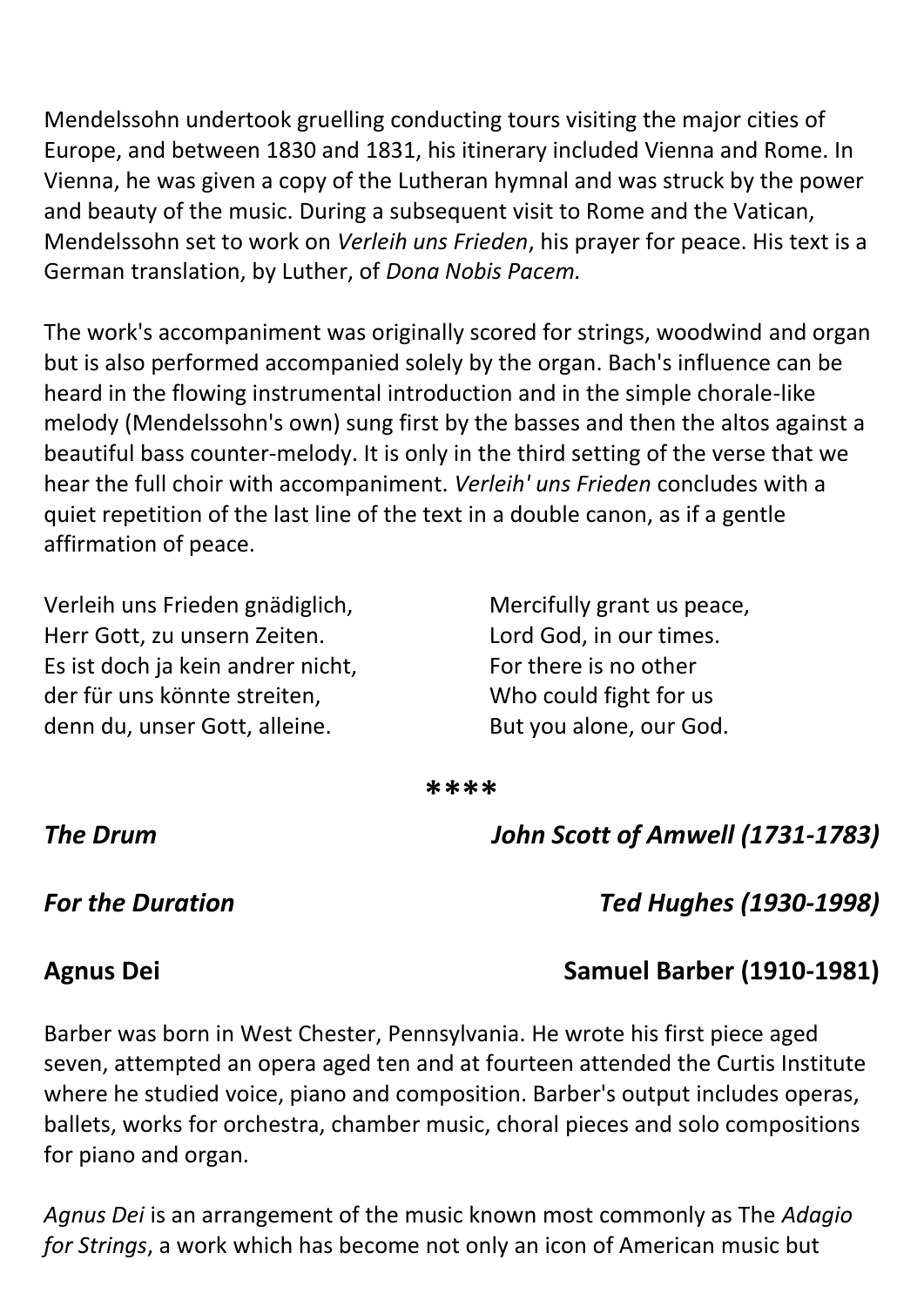Mendelssohn undertook gruelling conducting tours visiting the major cities of Europe, and between 1830 and 1831, his itinerary included Vienna and Rome. In Vienna, he was given a copy of the Lutheran hymnal and was struck by the power and beauty of the music. During a subsequent visit to Rome and the Vatican, Mendelssohn set to work on *Verleih uns Frieden*, his prayer for peace. His text is a German translation, by Luther, of *Dona Nobis Pacem.*

The work's accompaniment was originally scored for strings, woodwind and organ but is also performed accompanied solely by the organ. Bach's influence can be heard in the flowing instrumental introduction and in the simple chorale-like melody (Mendelssohn's own) sung first by the basses and then the altos against a beautiful bass counter-melody. It is only in the third setting of the verse that we hear the full choir with accompaniment. *Verleih' uns Frieden* concludes with a quiet repetition of the last line of the text in a double canon, as if a gentle affirmation of peace.

| | |
|---|---|
| Verleih uns Frieden gnädiglich, | Mercifully grant us peace, |
| Herr Gott, zu unsern Zeiten. | Lord God, in our times. |
| Es ist doch ja kein andrer nicht, | For there is no other |
| der für uns könnte streiten, | Who could fight for us |
| denn du, unser Gott, alleine. | But you alone, our God. |

****

***The Drum*** — ***John Scott of Amwell (1731-1783)***

***For the Duration*** — ***Ted Hughes (1930-1998)***

**Agnus Dei** — **Samuel Barber (1910-1981)**

Barber was born in West Chester, Pennsylvania. He wrote his first piece aged seven, attempted an opera aged ten and at fourteen attended the Curtis Institute where he studied voice, piano and composition. Barber's output includes operas, ballets, works for orchestra, chamber music, choral pieces and solo compositions for piano and organ.

*Agnus Dei* is an arrangement of the music known most commonly as The *Adagio for Strings*, a work which has become not only an icon of American music but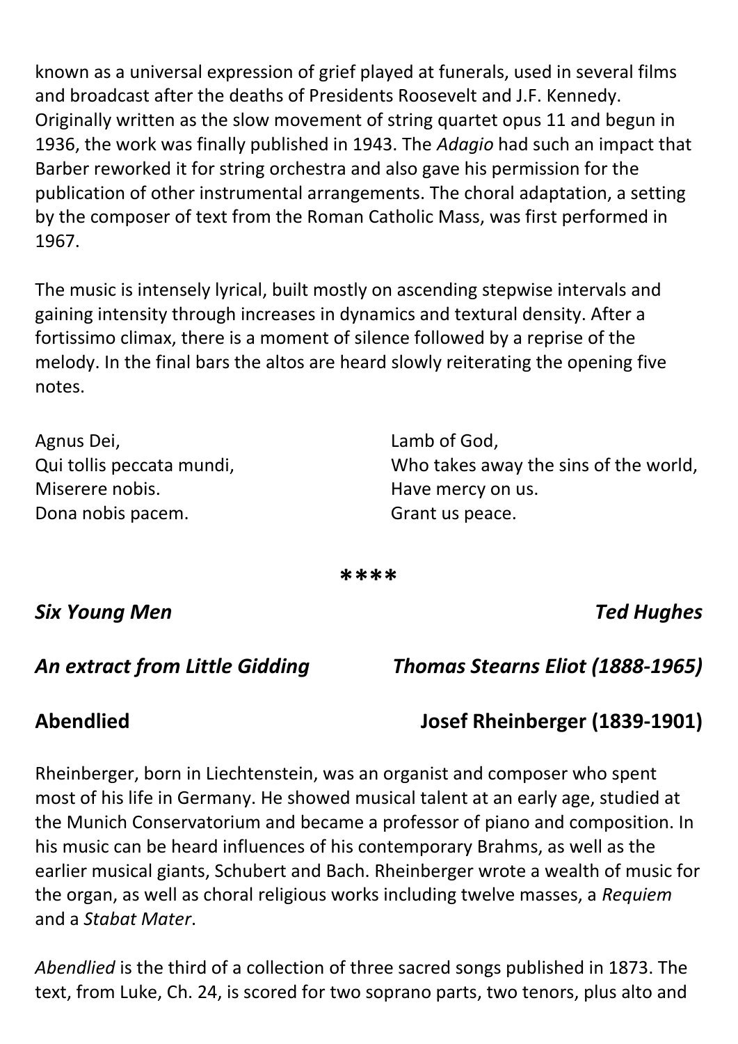known as a universal expression of grief played at funerals, used in several films and broadcast after the deaths of Presidents Roosevelt and J.F. Kennedy. Originally written as the slow movement of string quartet opus 11 and begun in 1936, the work was finally published in 1943. The *Adagio* had such an impact that Barber reworked it for string orchestra and also gave his permission for the publication of other instrumental arrangements. The choral adaptation, a setting by the composer of text from the Roman Catholic Mass, was first performed in 1967.

The music is intensely lyrical, built mostly on ascending stepwise intervals and gaining intensity through increases in dynamics and textural density. After a fortissimo climax, there is a moment of silence followed by a reprise of the melody. In the final bars the altos are heard slowly reiterating the opening five notes.

| | |
|---|---|
| Agnus Dei, | Lamb of God, |
| Qui tollis peccata mundi, | Who takes away the sins of the world, |
| Miserere nobis. | Have mercy on us. |
| Dona nobis pacem. | Grant us peace. |

****

***Six Young Men*** — ***Ted Hughes***

***An extract from Little Gidding*** — ***Thomas Stearns Eliot (1888-1965)***

## Abendlied — Josef Rheinberger (1839-1901)

Rheinberger, born in Liechtenstein, was an organist and composer who spent most of his life in Germany. He showed musical talent at an early age, studied at the Munich Conservatorium and became a professor of piano and composition. In his music can be heard influences of his contemporary Brahms, as well as the earlier musical giants, Schubert and Bach. Rheinberger wrote a wealth of music for the organ, as well as choral religious works including twelve masses, a *Requiem* and a *Stabat Mater*.

*Abendlied* is the third of a collection of three sacred songs published in 1873. The text, from Luke, Ch. 24, is scored for two soprano parts, two tenors, plus alto and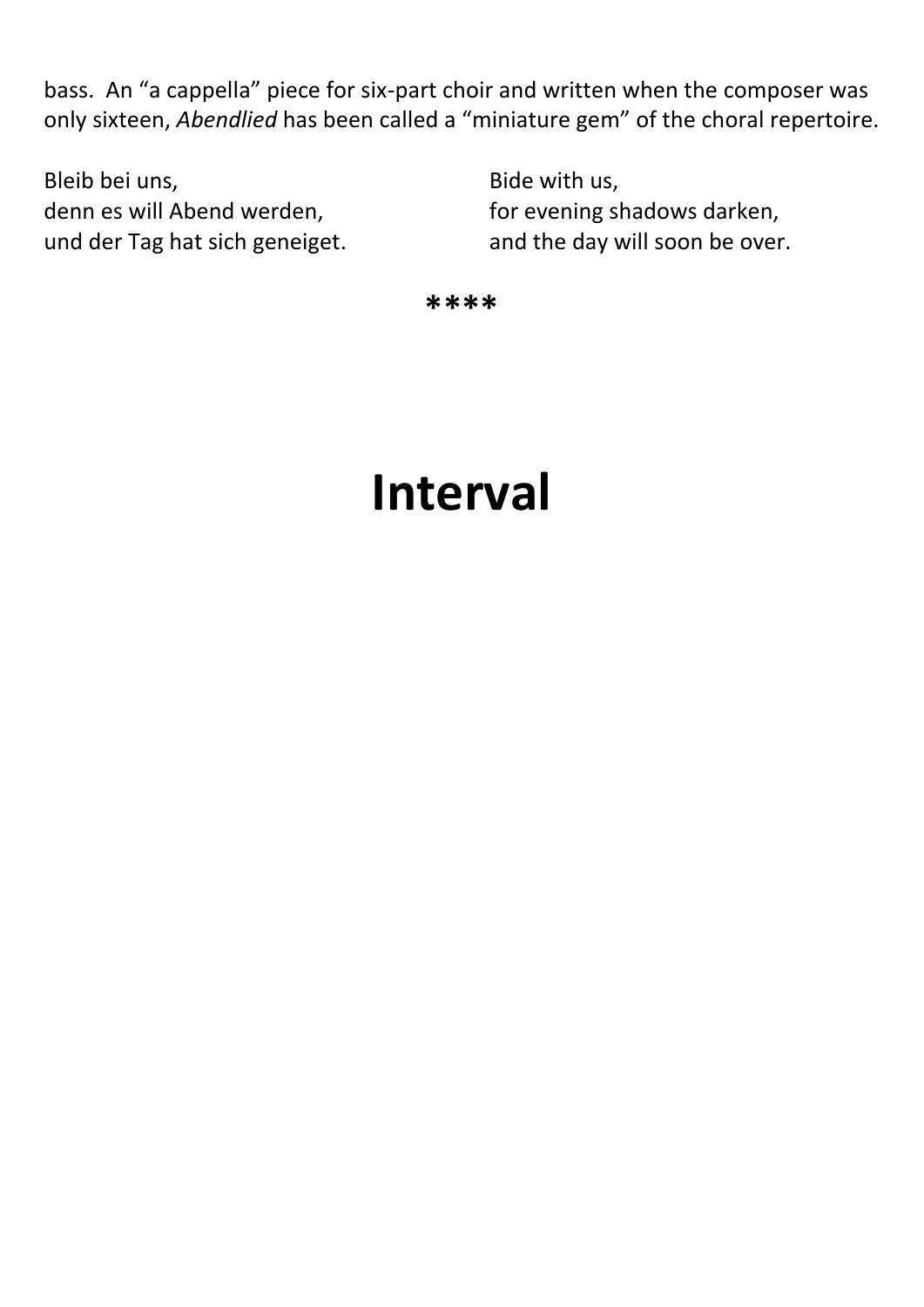bass.  An "a cappella" piece for six-part choir and written when the composer was only sixteen, *Abendlied* has been called a "miniature gem" of the choral repertoire.

| | |
|---|---|
| Bleib bei uns, | Bide with us, |
| denn es will Abend werden, | for evening shadows darken, |
| und der Tag hat sich geneiget. | and the day will soon be over. |

****

# Interval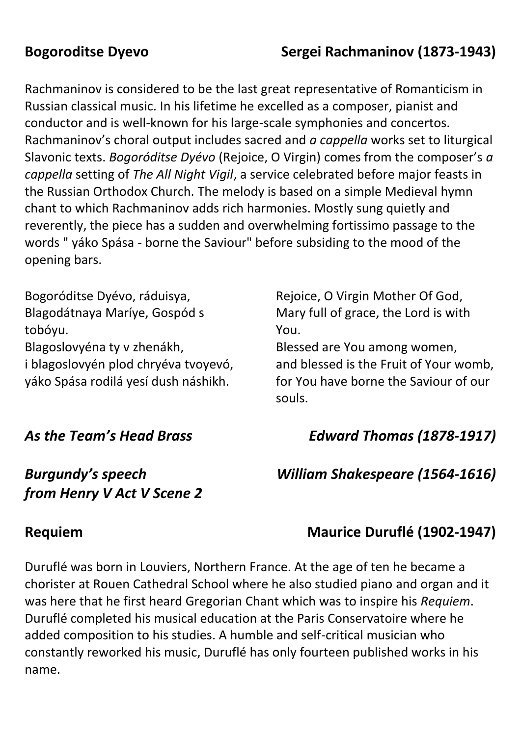## Bogoroditse Dyevo — Sergei Rachmaninov (1873-1943)

Rachmaninov is considered to be the last great representative of Romanticism in Russian classical music. In his lifetime he excelled as a composer, pianist and conductor and is well-known for his large-scale symphonies and concertos. Rachmaninov's choral output includes sacred and *a cappella* works set to liturgical Slavonic texts. *Bogoróditse Dyévo* (Rejoice, O Virgin) comes from the composer's *a cappella* setting of *The All Night Vigil*, a service celebrated before major feasts in the Russian Orthodox Church. The melody is based on a simple Medieval hymn chant to which Rachmaninov adds rich harmonies. Mostly sung quietly and reverently, the piece has a sudden and overwhelming fortissimo passage to the words " yáko Spása - borne the Saviour" before subsiding to the mood of the opening bars.

Bogoróditse Dyévo, ráduisya,
Blagodátnaya Maríye, Gospód s tobóyu.
Blagoslovyéna ty v zhenákh,
i blagoslovyén plod chryéva tvoyevó,
yáko Spása rodilá yesí dush náshikh.

Rejoice, O Virgin Mother Of God,
Mary full of grace, the Lord is with You.
Blessed are You among women,
and blessed is the Fruit of Your womb,
for You have borne the Saviour of our souls.

## *As the Team's Head Brass — Edward Thomas (1878-1917)*

## *Burgundy's speech from Henry V Act V Scene 2 — William Shakespeare (1564-1616)*

## Requiem — Maurice Duruflé (1902-1947)

Duruflé was born in Louviers, Northern France. At the age of ten he became a chorister at Rouen Cathedral School where he also studied piano and organ and it was here that he first heard Gregorian Chant which was to inspire his *Requiem*. Duruflé completed his musical education at the Paris Conservatoire where he added composition to his studies. A humble and self-critical musician who constantly reworked his music, Duruflé has only fourteen published works in his name.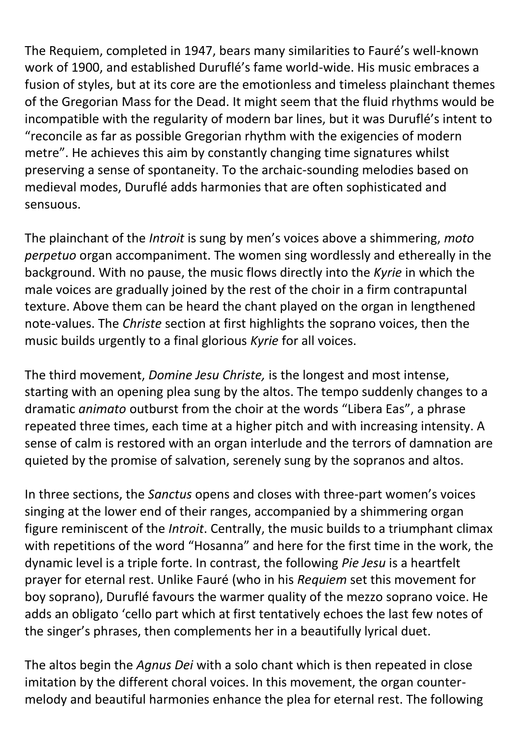The Requiem, completed in 1947, bears many similarities to Fauré's well-known work of 1900, and established Duruflé's fame world-wide. His music embraces a fusion of styles, but at its core are the emotionless and timeless plainchant themes of the Gregorian Mass for the Dead. It might seem that the fluid rhythms would be incompatible with the regularity of modern bar lines, but it was Duruflé's intent to "reconcile as far as possible Gregorian rhythm with the exigencies of modern metre". He achieves this aim by constantly changing time signatures whilst preserving a sense of spontaneity. To the archaic-sounding melodies based on medieval modes, Duruflé adds harmonies that are often sophisticated and sensuous.

The plainchant of the *Introit* is sung by men's voices above a shimmering, *moto perpetuo* organ accompaniment. The women sing wordlessly and ethereally in the background. With no pause, the music flows directly into the *Kyrie* in which the male voices are gradually joined by the rest of the choir in a firm contrapuntal texture. Above them can be heard the chant played on the organ in lengthened note-values. The *Christe* section at first highlights the soprano voices, then the music builds urgently to a final glorious *Kyrie* for all voices.

The third movement, *Domine Jesu Christe,* is the longest and most intense, starting with an opening plea sung by the altos. The tempo suddenly changes to a dramatic *animato* outburst from the choir at the words "Libera Eas", a phrase repeated three times, each time at a higher pitch and with increasing intensity. A sense of calm is restored with an organ interlude and the terrors of damnation are quieted by the promise of salvation, serenely sung by the sopranos and altos.

In three sections, the *Sanctus* opens and closes with three-part women's voices singing at the lower end of their ranges, accompanied by a shimmering organ figure reminiscent of the *Introit*. Centrally, the music builds to a triumphant climax with repetitions of the word "Hosanna" and here for the first time in the work, the dynamic level is a triple forte. In contrast, the following *Pie Jesu* is a heartfelt prayer for eternal rest. Unlike Fauré (who in his *Requiem* set this movement for boy soprano), Duruflé favours the warmer quality of the mezzo soprano voice. He adds an obligato 'cello part which at first tentatively echoes the last few notes of the singer's phrases, then complements her in a beautifully lyrical duet.

The altos begin the *Agnus Dei* with a solo chant which is then repeated in close imitation by the different choral voices. In this movement, the organ counter-melody and beautiful harmonies enhance the plea for eternal rest. The following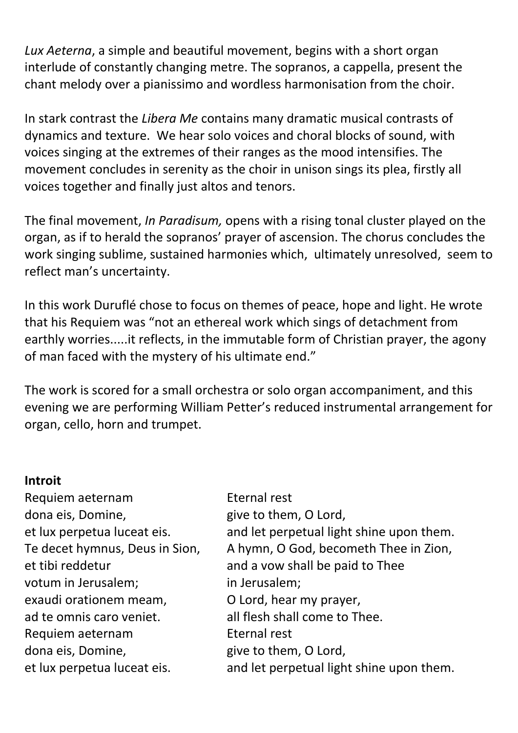*Lux Aeterna*, a simple and beautiful movement, begins with a short organ interlude of constantly changing metre. The sopranos, a cappella, present the chant melody over a pianissimo and wordless harmonisation from the choir.

In stark contrast the *Libera Me* contains many dramatic musical contrasts of dynamics and texture. We hear solo voices and choral blocks of sound, with voices singing at the extremes of their ranges as the mood intensifies. The movement concludes in serenity as the choir in unison sings its plea, firstly all voices together and finally just altos and tenors.

The final movement, *In Paradisum,* opens with a rising tonal cluster played on the organ, as if to herald the sopranos' prayer of ascension. The chorus concludes the work singing sublime, sustained harmonies which, ultimately unresolved, seem to reflect man's uncertainty.

In this work Duruflé chose to focus on themes of peace, hope and light. He wrote that his Requiem was "not an ethereal work which sings of detachment from earthly worries.....it reflects, in the immutable form of Christian prayer, the agony of man faced with the mystery of his ultimate end."

The work is scored for a small orchestra or solo organ accompaniment, and this evening we are performing William Petter's reduced instrumental arrangement for organ, cello, horn and trumpet.

**Introit**

| | |
|---|---|
| Requiem aeternam | Eternal rest |
| dona eis, Domine, | give to them, O Lord, |
| et lux perpetua luceat eis. | and let perpetual light shine upon them. |
| Te decet hymnus, Deus in Sion, | A hymn, O God, becometh Thee in Zion, |
| et tibi reddetur | and a vow shall be paid to Thee |
| votum in Jerusalem; | in Jerusalem; |
| exaudi orationem meam, | O Lord, hear my prayer, |
| ad te omnis caro veniet. | all flesh shall come to Thee. |
| Requiem aeternam | Eternal rest |
| dona eis, Domine, | give to them, O Lord, |
| et lux perpetua luceat eis. | and let perpetual light shine upon them. |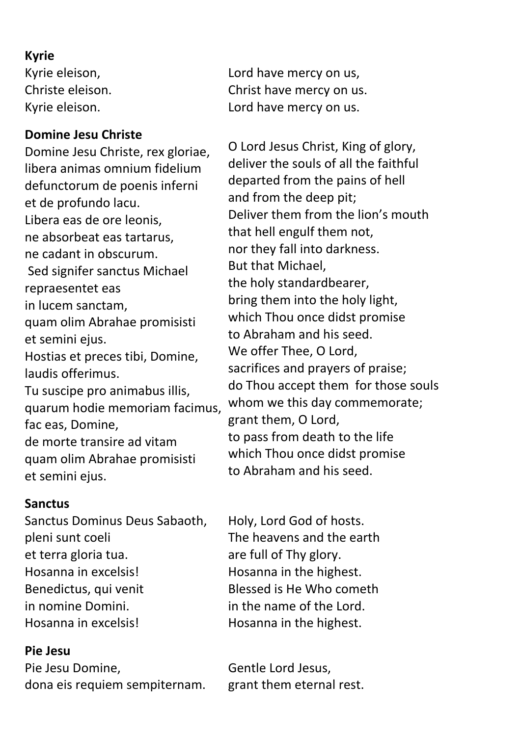**Kyrie**

| | |
|---|---|
| Kyrie eleison, | Lord have mercy on us, |
| Christe eleison. | Christ have mercy on us. |
| Kyrie eleison. | Lord have mercy on us. |

**Domine Jesu Christe**

| | |
|---|---|
| Domine Jesu Christe, rex gloriae, | O Lord Jesus Christ, King of glory, |
| libera animas omnium fidelium | deliver the souls of all the faithful |
| defunctorum de poenis inferni | departed from the pains of hell |
| et de profundo lacu. | and from the deep pit; |
| Libera eas de ore leonis, | Deliver them from the lion's mouth |
| ne absorbeat eas tartarus, | that hell engulf them not, |
| ne cadant in obscurum. | nor they fall into darkness. |
| Sed signifer sanctus Michael | But that Michael, |
| repraesentet eas | the holy standardbearer, |
| in lucem sanctam, | bring them into the holy light, |
| quam olim Abrahae promisisti | which Thou once didst promise |
| et semini ejus. | to Abraham and his seed. |
| Hostias et preces tibi, Domine, | We offer Thee, O Lord, |
| laudis offerimus. | sacrifices and prayers of praise; |
| Tu suscipe pro animabus illis, | do Thou accept them for those souls |
| quarum hodie memoriam facimus, | whom we this day commemorate; |
| fac eas, Domine, | grant them, O Lord, |
| de morte transire ad vitam | to pass from death to the life |
| quam olim Abrahae promisisti | which Thou once didst promise |
| et semini ejus. | to Abraham and his seed. |

**Sanctus**

| | |
|---|---|
| Sanctus Dominus Deus Sabaoth, | Holy, Lord God of hosts. |
| pleni sunt coeli | The heavens and the earth |
| et terra gloria tua. | are full of Thy glory. |
| Hosanna in excelsis! | Hosanna in the highest. |
| Benedictus, qui venit | Blessed is He Who cometh |
| in nomine Domini. | in the name of the Lord. |
| Hosanna in excelsis! | Hosanna in the highest. |

**Pie Jesu**

| | |
|---|---|
| Pie Jesu Domine, | Gentle Lord Jesus, |
| dona eis requiem sempiternam. | grant them eternal rest. |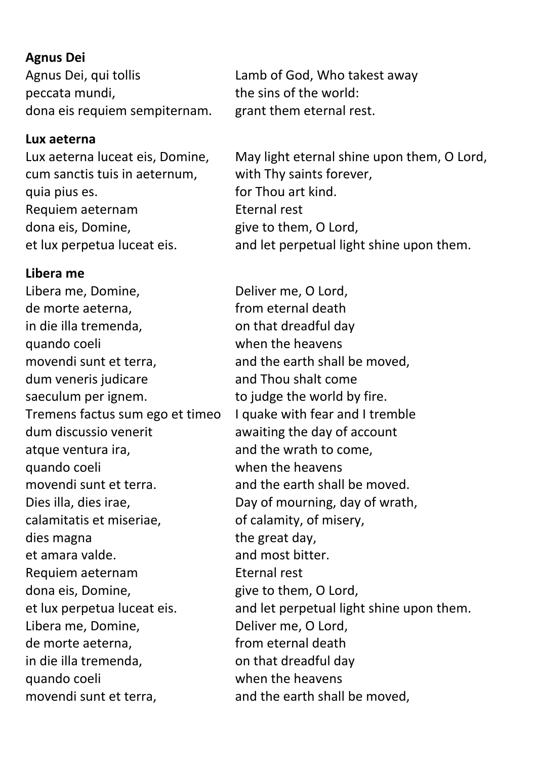**Agnus Dei**

| | |
|---|---|
| Agnus Dei, qui tollis | Lamb of God, Who takest away |
| peccata mundi, | the sins of the world: |
| dona eis requiem sempiternam. | grant them eternal rest. |

**Lux aeterna**

| | |
|---|---|
| Lux aeterna luceat eis, Domine, | May light eternal shine upon them, O Lord, |
| cum sanctis tuis in aeternum, | with Thy saints forever, |
| quia pius es. | for Thou art kind. |
| Requiem aeternam | Eternal rest |
| dona eis, Domine, | give to them, O Lord, |
| et lux perpetua luceat eis. | and let perpetual light shine upon them. |

**Libera me**

| | |
|---|---|
| Libera me, Domine, | Deliver me, O Lord, |
| de morte aeterna, | from eternal death |
| in die illa tremenda, | on that dreadful day |
| quando coeli | when the heavens |
| movendi sunt et terra, | and the earth shall be moved, |
| dum veneris judicare | and Thou shalt come |
| saeculum per ignem. | to judge the world by fire. |
| Tremens factus sum ego et timeo | I quake with fear and I tremble |
| dum discussio venerit | awaiting the day of account |
| atque ventura ira, | and the wrath to come, |
| quando coeli | when the heavens |
| movendi sunt et terra. | and the earth shall be moved. |
| Dies illa, dies irae, | Day of mourning, day of wrath, |
| calamitatis et miseriae, | of calamity, of misery, |
| dies magna | the great day, |
| et amara valde. | and most bitter. |
| Requiem aeternam | Eternal rest |
| dona eis, Domine, | give to them, O Lord, |
| et lux perpetua luceat eis. | and let perpetual light shine upon them. |
| Libera me, Domine, | Deliver me, O Lord, |
| de morte aeterna, | from eternal death |
| in die illa tremenda, | on that dreadful day |
| quando coeli | when the heavens |
| movendi sunt et terra, | and the earth shall be moved, |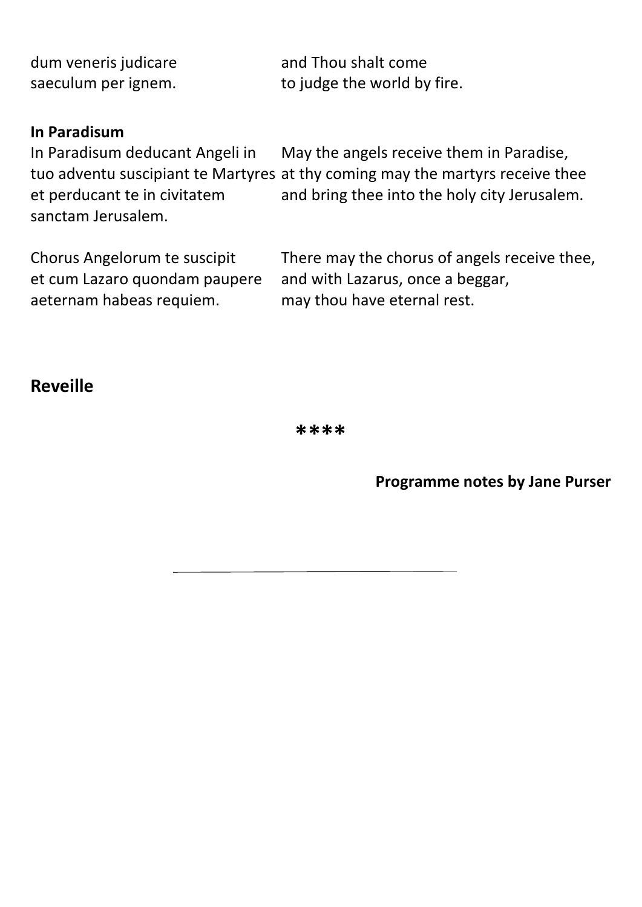| | |
|---|---|
| dum veneris judicare<br>saeculum per ignem. | and Thou shalt come<br>to judge the world by fire. |

**In Paradisum**

| | |
|---|---|
| In Paradisum deducant Angeli in<br>tuo adventu suscipiant te Martyres<br>et perducant te in civitatem<br>sanctam Jerusalem. | May the angels receive them in Paradise,<br>at thy coming may the martyrs receive thee<br>and bring thee into the holy city Jerusalem. |
| Chorus Angelorum te suscipit<br>et cum Lazaro quondam paupere<br>aeternam habeas requiem. | There may the chorus of angels receive thee,<br>and with Lazarus, once a beggar,<br>may thou have eternal rest. |

## Reveille

****

**Programme notes by Jane Purser**

---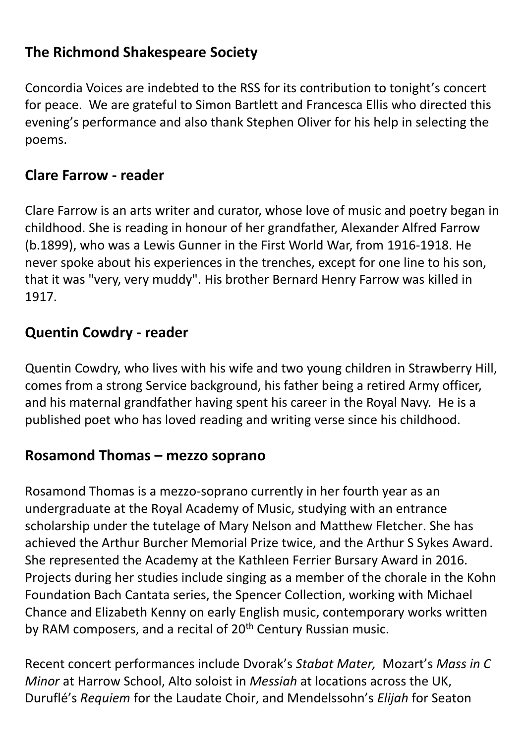## The Richmond Shakespeare Society

Concordia Voices are indebted to the RSS for its contribution to tonight's concert for peace. We are grateful to Simon Bartlett and Francesca Ellis who directed this evening's performance and also thank Stephen Oliver for his help in selecting the poems.

## Clare Farrow - reader

Clare Farrow is an arts writer and curator, whose love of music and poetry began in childhood. She is reading in honour of her grandfather, Alexander Alfred Farrow (b.1899), who was a Lewis Gunner in the First World War, from 1916-1918. He never spoke about his experiences in the trenches, except for one line to his son, that it was "very, very muddy". His brother Bernard Henry Farrow was killed in 1917.

## Quentin Cowdry - reader

Quentin Cowdry, who lives with his wife and two young children in Strawberry Hill, comes from a strong Service background, his father being a retired Army officer, and his maternal grandfather having spent his career in the Royal Navy. He is a published poet who has loved reading and writing verse since his childhood.

## Rosamond Thomas – mezzo soprano

Rosamond Thomas is a mezzo-soprano currently in her fourth year as an undergraduate at the Royal Academy of Music, studying with an entrance scholarship under the tutelage of Mary Nelson and Matthew Fletcher. She has achieved the Arthur Burcher Memorial Prize twice, and the Arthur S Sykes Award. She represented the Academy at the Kathleen Ferrier Bursary Award in 2016. Projects during her studies include singing as a member of the chorale in the Kohn Foundation Bach Cantata series, the Spencer Collection, working with Michael Chance and Elizabeth Kenny on early English music, contemporary works written by RAM composers, and a recital of 20th Century Russian music.

Recent concert performances include Dvorak's *Stabat Mater,* Mozart's *Mass in C Minor* at Harrow School, Alto soloist in *Messiah* at locations across the UK, Duruflé's *Requiem* for the Laudate Choir, and Mendelssohn's *Elijah* for Seaton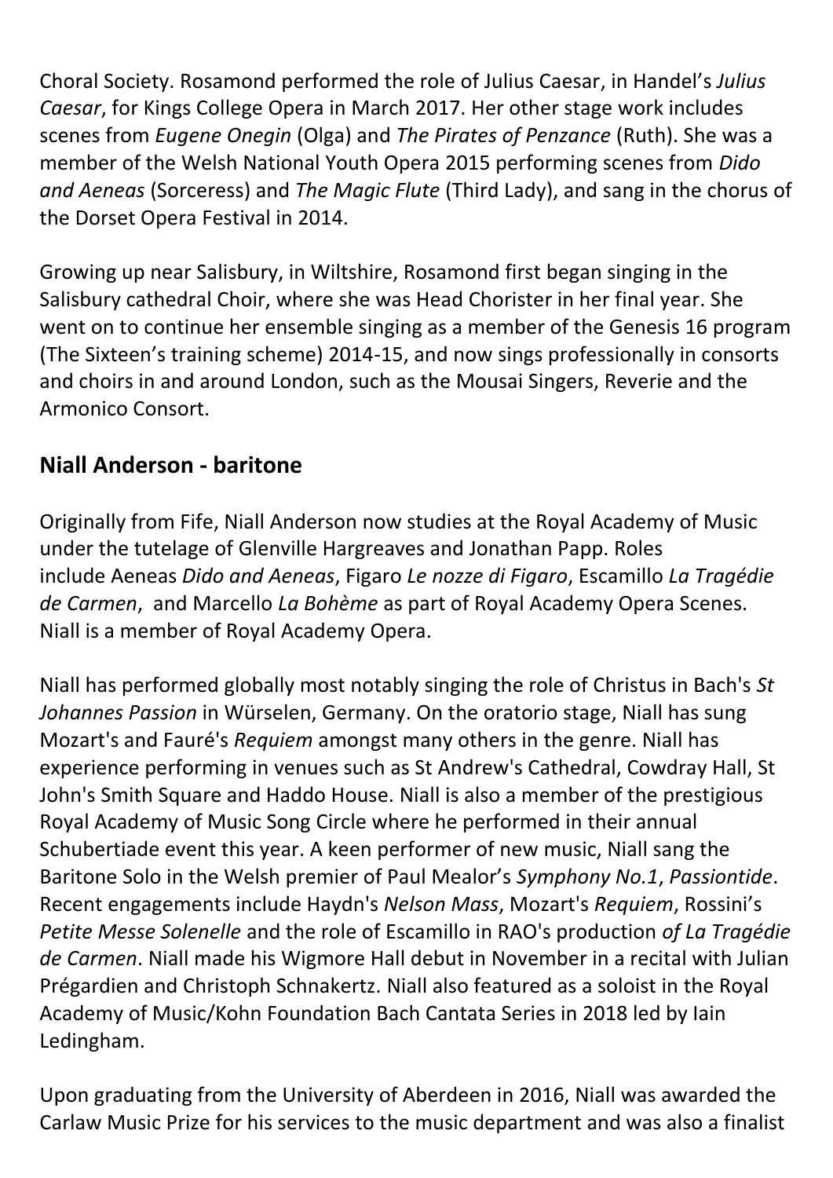Choral Society. Rosamond performed the role of Julius Caesar, in Handel's *Julius Caesar*, for Kings College Opera in March 2017. Her other stage work includes scenes from *Eugene Onegin* (Olga) and *The Pirates of Penzance* (Ruth). She was a member of the Welsh National Youth Opera 2015 performing scenes from *Dido and Aeneas* (Sorceress) and *The Magic Flute* (Third Lady), and sang in the chorus of the Dorset Opera Festival in 2014.

Growing up near Salisbury, in Wiltshire, Rosamond first began singing in the Salisbury cathedral Choir, where she was Head Chorister in her final year. She went on to continue her ensemble singing as a member of the Genesis 16 program (The Sixteen's training scheme) 2014-15, and now sings professionally in consorts and choirs in and around London, such as the Mousai Singers, Reverie and the Armonico Consort.

## Niall Anderson - baritone

Originally from Fife, Niall Anderson now studies at the Royal Academy of Music under the tutelage of Glenville Hargreaves and Jonathan Papp. Roles include Aeneas *Dido and Aeneas*, Figaro *Le nozze di Figaro*, Escamillo *La Tragédie de Carmen*, and Marcello *La Bohème* as part of Royal Academy Opera Scenes. Niall is a member of Royal Academy Opera.

Niall has performed globally most notably singing the role of Christus in Bach's *St Johannes Passion* in Würselen, Germany. On the oratorio stage, Niall has sung Mozart's and Fauré's *Requiem* amongst many others in the genre. Niall has experience performing in venues such as St Andrew's Cathedral, Cowdray Hall, St John's Smith Square and Haddo House. Niall is also a member of the prestigious Royal Academy of Music Song Circle where he performed in their annual Schubertiade event this year. A keen performer of new music, Niall sang the Baritone Solo in the Welsh premier of Paul Mealor's *Symphony No.1*, *Passiontide*. Recent engagements include Haydn's *Nelson Mass*, Mozart's *Requiem*, Rossini's *Petite Messe Solenelle* and the role of Escamillo in RAO's production *of La Tragédie de Carmen*. Niall made his Wigmore Hall debut in November in a recital with Julian Prégardien and Christoph Schnakertz. Niall also featured as a soloist in the Royal Academy of Music/Kohn Foundation Bach Cantata Series in 2018 led by Iain Ledingham.

Upon graduating from the University of Aberdeen in 2016, Niall was awarded the Carlaw Music Prize for his services to the music department and was also a finalist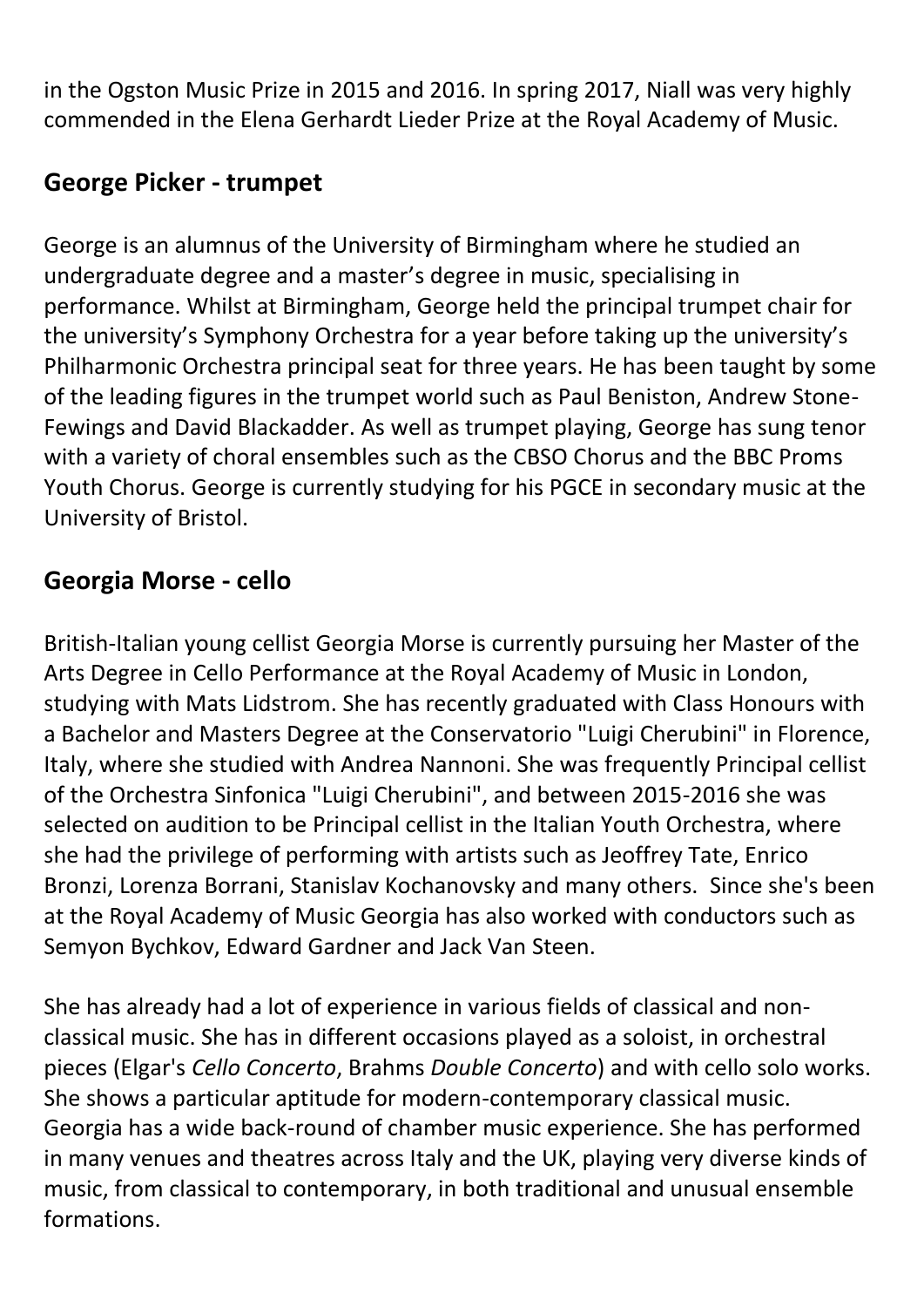in the Ogston Music Prize in 2015 and 2016. In spring 2017, Niall was very highly commended in the Elena Gerhardt Lieder Prize at the Royal Academy of Music.

## George Picker - trumpet

George is an alumnus of the University of Birmingham where he studied an undergraduate degree and a master's degree in music, specialising in performance. Whilst at Birmingham, George held the principal trumpet chair for the university's Symphony Orchestra for a year before taking up the university's Philharmonic Orchestra principal seat for three years. He has been taught by some of the leading figures in the trumpet world such as Paul Beniston, Andrew Stone-Fewings and David Blackadder. As well as trumpet playing, George has sung tenor with a variety of choral ensembles such as the CBSO Chorus and the BBC Proms Youth Chorus. George is currently studying for his PGCE in secondary music at the University of Bristol.

## Georgia Morse - cello

British-Italian young cellist Georgia Morse is currently pursuing her Master of the Arts Degree in Cello Performance at the Royal Academy of Music in London, studying with Mats Lidstrom. She has recently graduated with Class Honours with a Bachelor and Masters Degree at the Conservatorio "Luigi Cherubini" in Florence, Italy, where she studied with Andrea Nannoni. She was frequently Principal cellist of the Orchestra Sinfonica "Luigi Cherubini", and between 2015-2016 she was selected on audition to be Principal cellist in the Italian Youth Orchestra, where she had the privilege of performing with artists such as Jeoffrey Tate, Enrico Bronzi, Lorenza Borrani, Stanislav Kochanovsky and many others. Since she's been at the Royal Academy of Music Georgia has also worked with conductors such as Semyon Bychkov, Edward Gardner and Jack Van Steen.

She has already had a lot of experience in various fields of classical and non-classical music. She has in different occasions played as a soloist, in orchestral pieces (Elgar's *Cello Concerto*, Brahms *Double Concerto*) and with cello solo works. She shows a particular aptitude for modern-contemporary classical music. Georgia has a wide back-round of chamber music experience. She has performed in many venues and theatres across Italy and the UK, playing very diverse kinds of music, from classical to contemporary, in both traditional and unusual ensemble formations.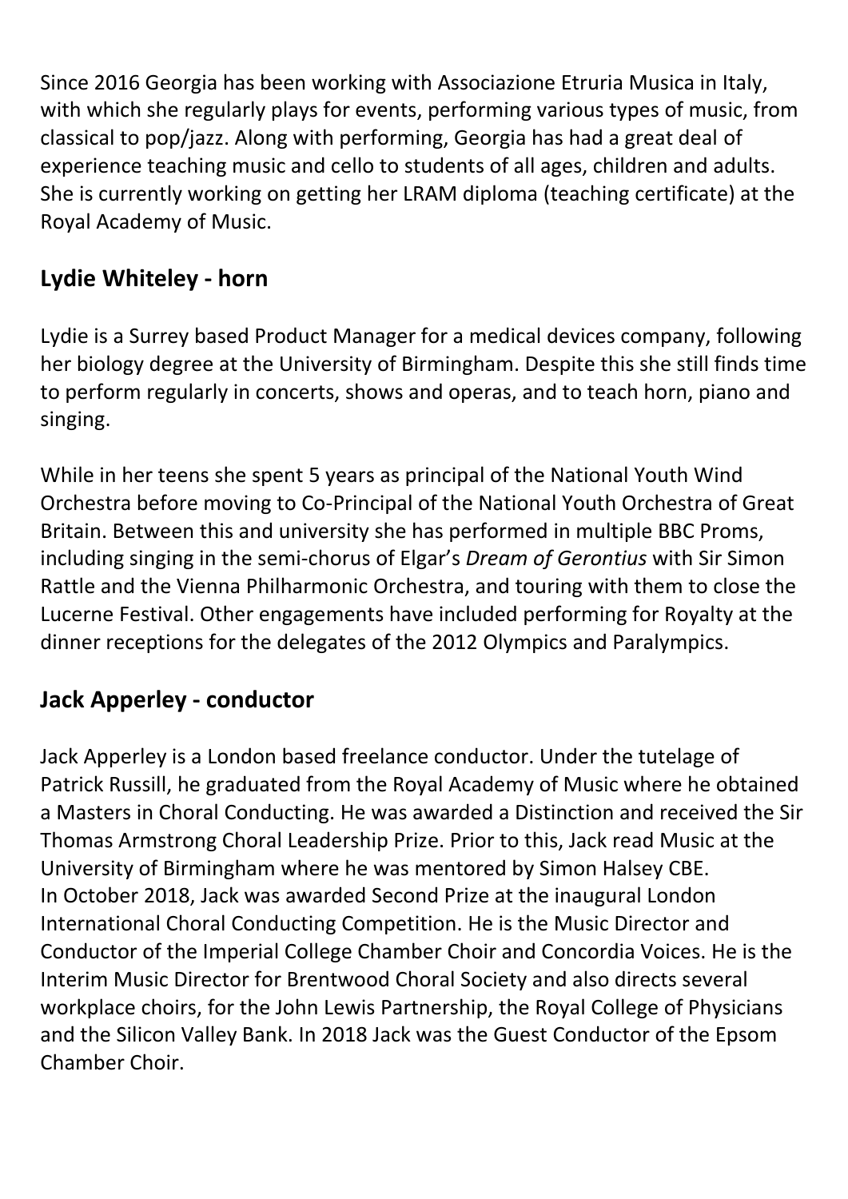Since 2016 Georgia has been working with Associazione Etruria Musica in Italy, with which she regularly plays for events, performing various types of music, from classical to pop/jazz. Along with performing, Georgia has had a great deal of experience teaching music and cello to students of all ages, children and adults. She is currently working on getting her LRAM diploma (teaching certificate) at the Royal Academy of Music.

## Lydie Whiteley - horn

Lydie is a Surrey based Product Manager for a medical devices company, following her biology degree at the University of Birmingham. Despite this she still finds time to perform regularly in concerts, shows and operas, and to teach horn, piano and singing.

While in her teens she spent 5 years as principal of the National Youth Wind Orchestra before moving to Co-Principal of the National Youth Orchestra of Great Britain. Between this and university she has performed in multiple BBC Proms, including singing in the semi-chorus of Elgar's *Dream of Gerontius* with Sir Simon Rattle and the Vienna Philharmonic Orchestra, and touring with them to close the Lucerne Festival. Other engagements have included performing for Royalty at the dinner receptions for the delegates of the 2012 Olympics and Paralympics.

## Jack Apperley - conductor

Jack Apperley is a London based freelance conductor. Under the tutelage of Patrick Russill, he graduated from the Royal Academy of Music where he obtained a Masters in Choral Conducting. He was awarded a Distinction and received the Sir Thomas Armstrong Choral Leadership Prize. Prior to this, Jack read Music at the University of Birmingham where he was mentored by Simon Halsey CBE.
In October 2018, Jack was awarded Second Prize at the inaugural London International Choral Conducting Competition. He is the Music Director and Conductor of the Imperial College Chamber Choir and Concordia Voices. He is the Interim Music Director for Brentwood Choral Society and also directs several workplace choirs, for the John Lewis Partnership, the Royal College of Physicians and the Silicon Valley Bank. In 2018 Jack was the Guest Conductor of the Epsom Chamber Choir.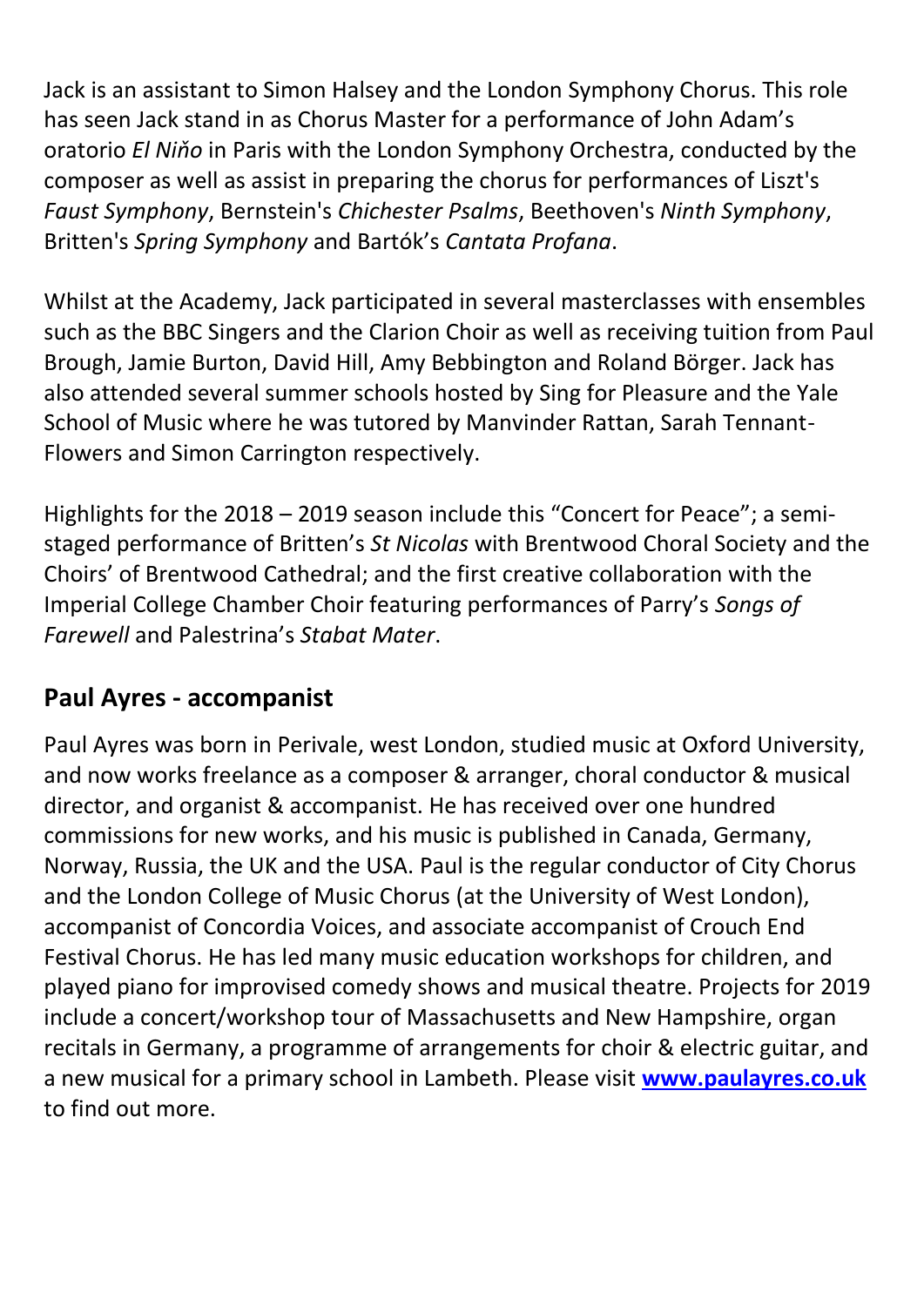Jack is an assistant to Simon Halsey and the London Symphony Chorus. This role has seen Jack stand in as Chorus Master for a performance of John Adam's oratorio *El Niňo* in Paris with the London Symphony Orchestra, conducted by the composer as well as assist in preparing the chorus for performances of Liszt's *Faust Symphony*, Bernstein's *Chichester Psalms*, Beethoven's *Ninth Symphony*, Britten's *Spring Symphony* and Bartók's *Cantata Profana*.

Whilst at the Academy, Jack participated in several masterclasses with ensembles such as the BBC Singers and the Clarion Choir as well as receiving tuition from Paul Brough, Jamie Burton, David Hill, Amy Bebbington and Roland Börger. Jack has also attended several summer schools hosted by Sing for Pleasure and the Yale School of Music where he was tutored by Manvinder Rattan, Sarah Tennant-Flowers and Simon Carrington respectively.

Highlights for the 2018 – 2019 season include this "Concert for Peace"; a semi-staged performance of Britten's *St Nicolas* with Brentwood Choral Society and the Choirs' of Brentwood Cathedral; and the first creative collaboration with the Imperial College Chamber Choir featuring performances of Parry's *Songs of Farewell* and Palestrina's *Stabat Mater*.

## Paul Ayres - accompanist

Paul Ayres was born in Perivale, west London, studied music at Oxford University, and now works freelance as a composer & arranger, choral conductor & musical director, and organist & accompanist. He has received over one hundred commissions for new works, and his music is published in Canada, Germany, Norway, Russia, the UK and the USA. Paul is the regular conductor of City Chorus and the London College of Music Chorus (at the University of West London), accompanist of Concordia Voices, and associate accompanist of Crouch End Festival Chorus. He has led many music education workshops for children, and played piano for improvised comedy shows and musical theatre. Projects for 2019 include a concert/workshop tour of Massachusetts and New Hampshire, organ recitals in Germany, a programme of arrangements for choir & electric guitar, and a new musical for a primary school in Lambeth. Please visit **[www.paulayres.co.uk](http://www.paulayres.co.uk)** to find out more.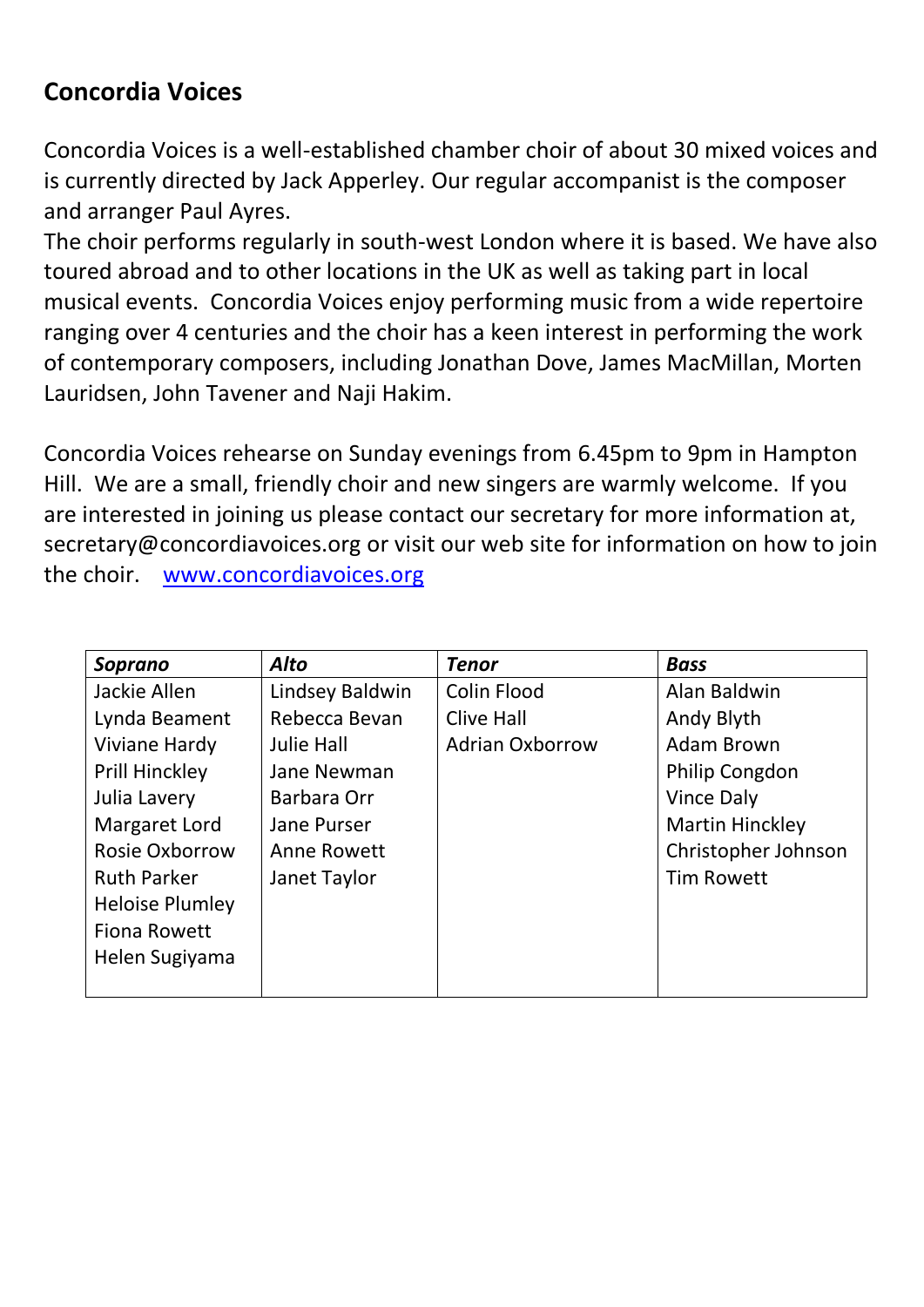## Concordia Voices

Concordia Voices is a well-established chamber choir of about 30 mixed voices and is currently directed by Jack Apperley. Our regular accompanist is the composer and arranger Paul Ayres.
The choir performs regularly in south-west London where it is based. We have also toured abroad and to other locations in the UK as well as taking part in local musical events. Concordia Voices enjoy performing music from a wide repertoire ranging over 4 centuries and the choir has a keen interest in performing the work of contemporary composers, including Jonathan Dove, James MacMillan, Morten Lauridsen, John Tavener and Naji Hakim.

Concordia Voices rehearse on Sunday evenings from 6.45pm to 9pm in Hampton Hill. We are a small, friendly choir and new singers are warmly welcome. If you are interested in joining us please contact our secretary for more information at, secretary@concordiavoices.org or visit our web site for information on how to join the choir. [www.concordiavoices.org](http://www.concordiavoices.org)

| ***Soprano*** | ***Alto*** | ***Tenor*** | ***Bass*** |
|---|---|---|---|
| Jackie Allen | Lindsey Baldwin | Colin Flood | Alan Baldwin |
| Lynda Beament | Rebecca Bevan | Clive Hall | Andy Blyth |
| Viviane Hardy | Julie Hall | Adrian Oxborrow | Adam Brown |
| Prill Hinckley | Jane Newman | | Philip Congdon |
| Julia Lavery | Barbara Orr | | Vince Daly |
| Margaret Lord | Jane Purser | | Martin Hinckley |
| Rosie Oxborrow | Anne Rowett | | Christopher Johnson |
| Ruth Parker | Janet Taylor | | Tim Rowett |
| Heloise Plumley | | | |
| Fiona Rowett | | | |
| Helen Sugiyama | | | |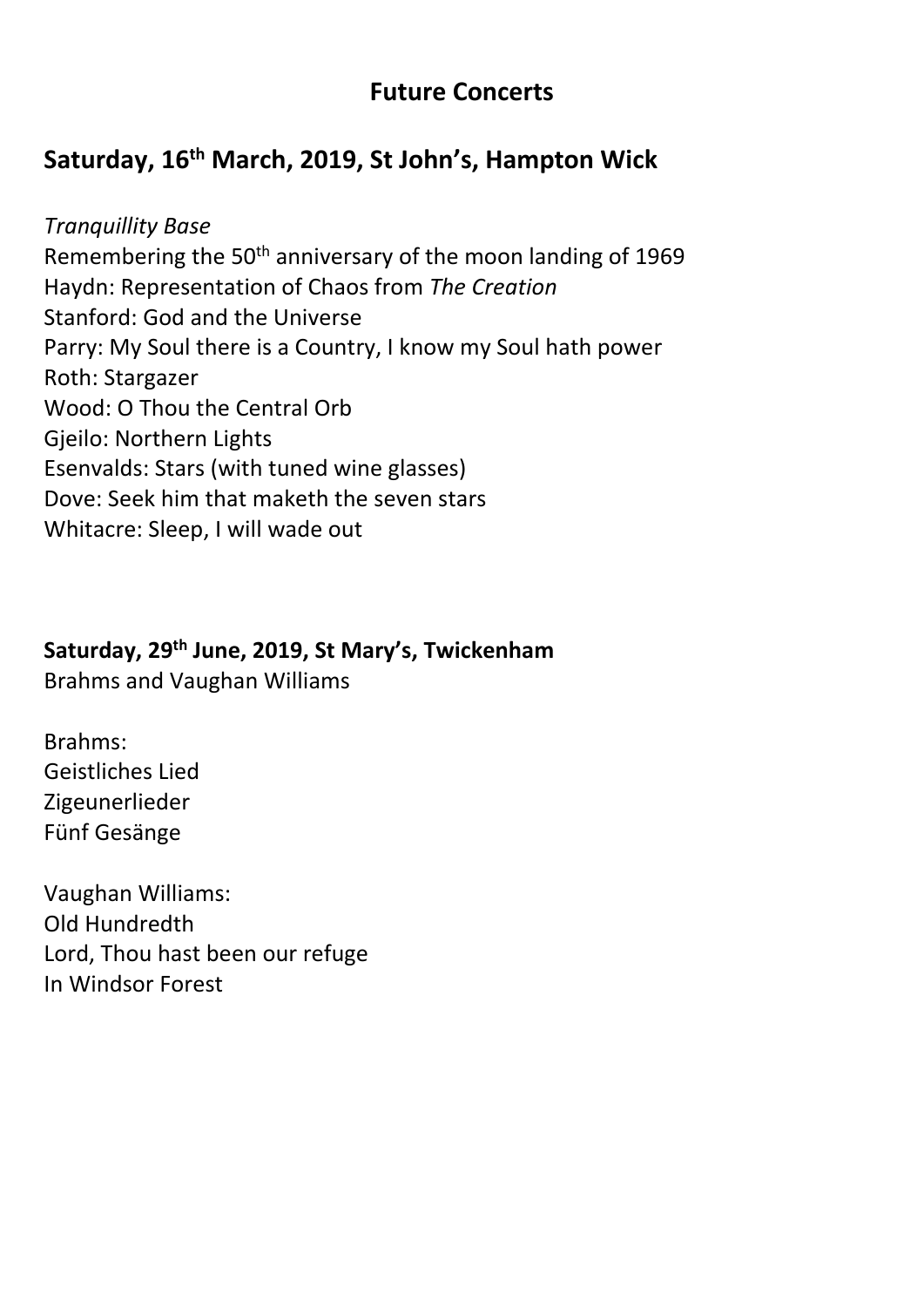# Future Concerts

## Saturday, 16th March, 2019, St John's, Hampton Wick

*Tranquillity Base*
Remembering the 50th anniversary of the moon landing of 1969
Haydn: Representation of Chaos from *The Creation*
Stanford: God and the Universe
Parry: My Soul there is a Country, I know my Soul hath power
Roth: Stargazer
Wood: O Thou the Central Orb
Gjeilo: Northern Lights
Esenvalds: Stars (with tuned wine glasses)
Dove: Seek him that maketh the seven stars
Whitacre: Sleep, I will wade out

**Saturday, 29th June, 2019, St Mary's, Twickenham**
Brahms and Vaughan Williams

Brahms:
Geistliches Lied
Zigeunerlieder
Fünf Gesänge

Vaughan Williams:
Old Hundredth
Lord, Thou hast been our refuge
In Windsor Forest